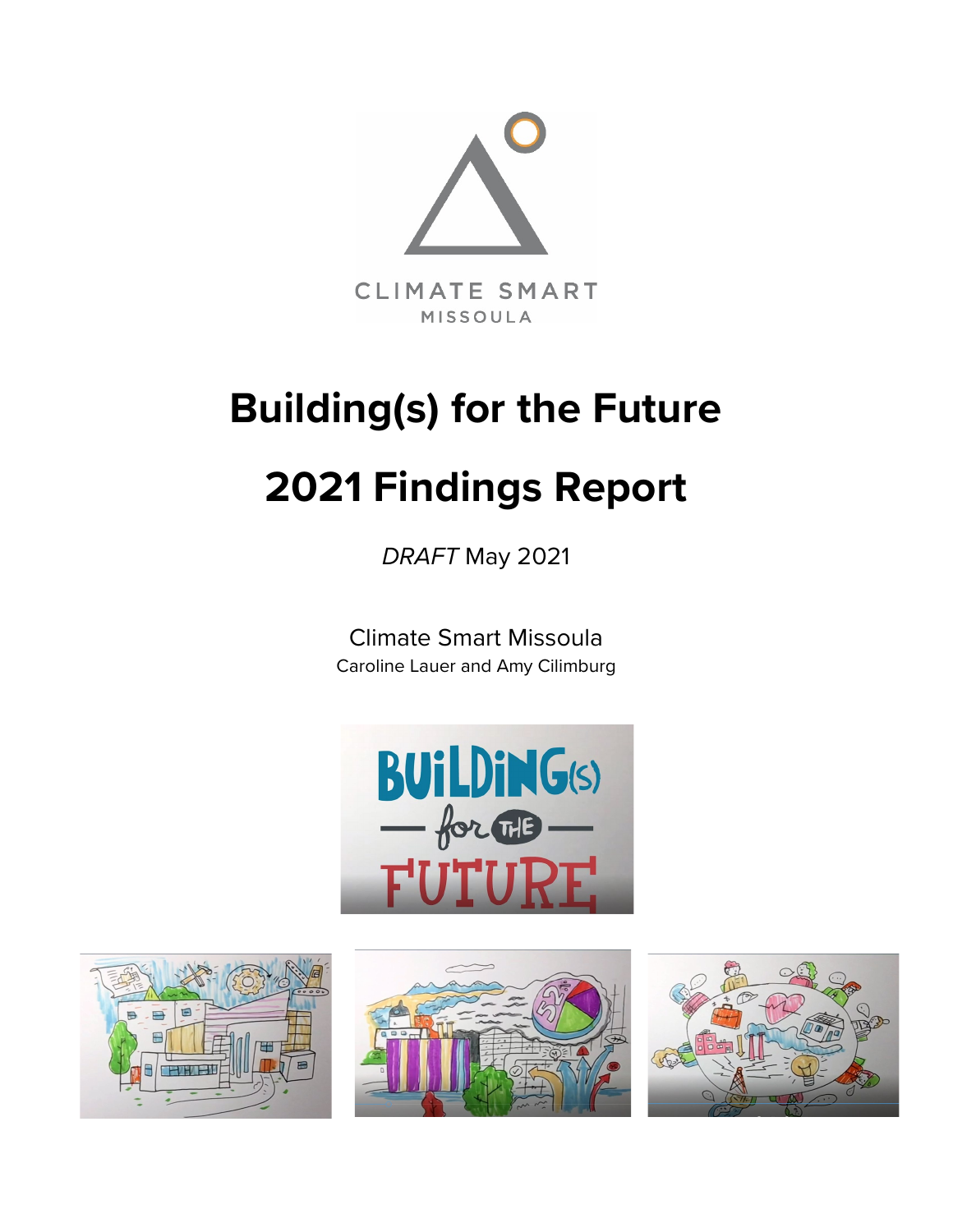CLIMATE SMART
MISSOULA

# Building(s) for the Future

# 2021 Findings Report

*DRAFT* May 2021

Climate Smart Missoula
Caroline Lauer and Amy Cilimburg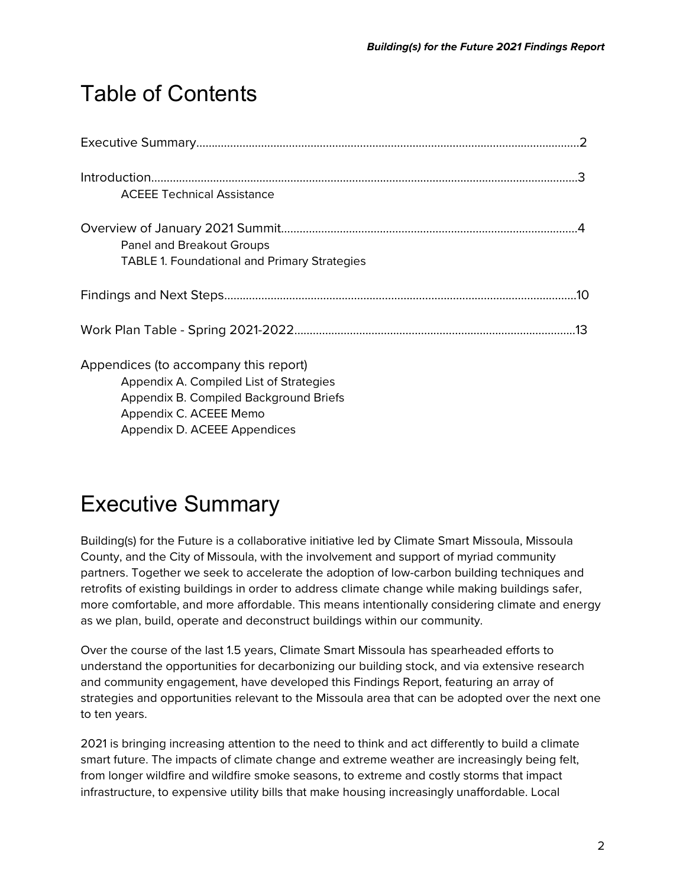# Table of Contents

Executive Summary.........................................................................................................................2

Introduction.........................................................................................................................................3
    ACEEE Technical Assistance

Overview of January 2021 Summit...............................................................................................4
    Panel and Breakout Groups
    TABLE 1. Foundational and Primary Strategies

Findings and Next Steps.................................................................................................................10

Work Plan Table - Spring 2021-2022..........................................................................................13

Appendices (to accompany this report)
    Appendix A. Compiled List of Strategies
    Appendix B. Compiled Background Briefs
    Appendix C. ACEEE Memo
    Appendix D. ACEEE Appendices

# Executive Summary

Building(s) for the Future is a collaborative initiative led by Climate Smart Missoula, Missoula County, and the City of Missoula, with the involvement and support of myriad community partners. Together we seek to accelerate the adoption of low-carbon building techniques and retrofits of existing buildings in order to address climate change while making buildings safer, more comfortable, and more affordable. This means intentionally considering climate and energy as we plan, build, operate and deconstruct buildings within our community.

Over the course of the last 1.5 years, Climate Smart Missoula has spearheaded efforts to understand the opportunities for decarbonizing our building stock, and via extensive research and community engagement, have developed this Findings Report, featuring an array of strategies and opportunities relevant to the Missoula area that can be adopted over the next one to ten years.

2021 is bringing increasing attention to the need to think and act differently to build a climate smart future. The impacts of climate change and extreme weather are increasingly being felt, from longer wildfire and wildfire smoke seasons, to extreme and costly storms that impact infrastructure, to expensive utility bills that make housing increasingly unaffordable. Local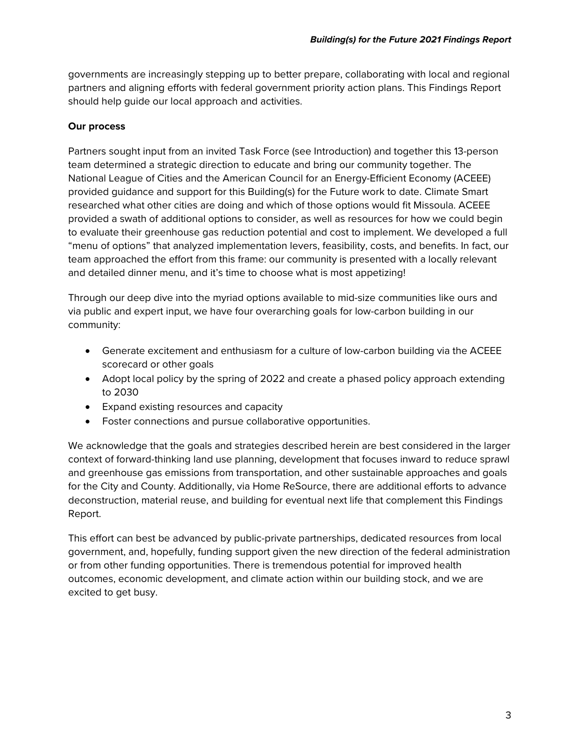governments are increasingly stepping up to better prepare, collaborating with local and regional partners and aligning efforts with federal government priority action plans. This Findings Report should help guide our local approach and activities.

**Our process**

Partners sought input from an invited Task Force (see Introduction) and together this 13-person team determined a strategic direction to educate and bring our community together. The National League of Cities and the American Council for an Energy-Efficient Economy (ACEEE) provided guidance and support for this Building(s) for the Future work to date. Climate Smart researched what other cities are doing and which of those options would fit Missoula. ACEEE provided a swath of additional options to consider, as well as resources for how we could begin to evaluate their greenhouse gas reduction potential and cost to implement. We developed a full "menu of options" that analyzed implementation levers, feasibility, costs, and benefits. In fact, our team approached the effort from this frame: our community is presented with a locally relevant and detailed dinner menu, and it's time to choose what is most appetizing!

Through our deep dive into the myriad options available to mid-size communities like ours and via public and expert input, we have four overarching goals for low-carbon building in our community:

- Generate excitement and enthusiasm for a culture of low-carbon building via the ACEEE scorecard or other goals
- Adopt local policy by the spring of 2022 and create a phased policy approach extending to 2030
- Expand existing resources and capacity
- Foster connections and pursue collaborative opportunities.

We acknowledge that the goals and strategies described herein are best considered in the larger context of forward-thinking land use planning, development that focuses inward to reduce sprawl and greenhouse gas emissions from transportation, and other sustainable approaches and goals for the City and County. Additionally, via Home ReSource, there are additional efforts to advance deconstruction, material reuse, and building for eventual next life that complement this Findings Report.

This effort can best be advanced by public-private partnerships, dedicated resources from local government, and, hopefully, funding support given the new direction of the federal administration or from other funding opportunities. There is tremendous potential for improved health outcomes, economic development, and climate action within our building stock, and we are excited to get busy.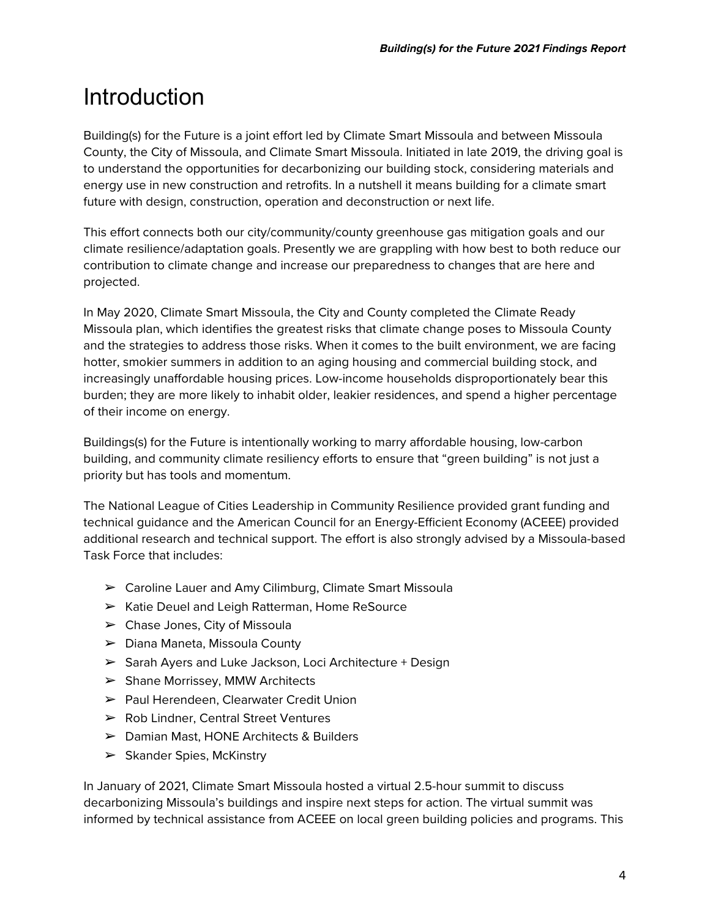# Introduction

Building(s) for the Future is a joint effort led by Climate Smart Missoula and between Missoula County, the City of Missoula, and Climate Smart Missoula. Initiated in late 2019, the driving goal is to understand the opportunities for decarbonizing our building stock, considering materials and energy use in new construction and retrofits. In a nutshell it means building for a climate smart future with design, construction, operation and deconstruction or next life.

This effort connects both our city/community/county greenhouse gas mitigation goals and our climate resilience/adaptation goals. Presently we are grappling with how best to both reduce our contribution to climate change and increase our preparedness to changes that are here and projected.

In May 2020, Climate Smart Missoula, the City and County completed the Climate Ready Missoula plan, which identifies the greatest risks that climate change poses to Missoula County and the strategies to address those risks. When it comes to the built environment, we are facing hotter, smokier summers in addition to an aging housing and commercial building stock, and increasingly unaffordable housing prices. Low-income households disproportionately bear this burden; they are more likely to inhabit older, leakier residences, and spend a higher percentage of their income on energy.

Buildings(s) for the Future is intentionally working to marry affordable housing, low-carbon building, and community climate resiliency efforts to ensure that "green building" is not just a priority but has tools and momentum.

The National League of Cities Leadership in Community Resilience provided grant funding and technical guidance and the American Council for an Energy-Efficient Economy (ACEEE) provided additional research and technical support. The effort is also strongly advised by a Missoula-based Task Force that includes:

- Caroline Lauer and Amy Cilimburg, Climate Smart Missoula
- Katie Deuel and Leigh Ratterman, Home ReSource
- Chase Jones, City of Missoula
- Diana Maneta, Missoula County
- Sarah Ayers and Luke Jackson, Loci Architecture + Design
- Shane Morrissey, MMW Architects
- Paul Herendeen, Clearwater Credit Union
- Rob Lindner, Central Street Ventures
- Damian Mast, HONE Architects & Builders
- Skander Spies, McKinstry

In January of 2021, Climate Smart Missoula hosted a virtual 2.5-hour summit to discuss decarbonizing Missoula's buildings and inspire next steps for action. The virtual summit was informed by technical assistance from ACEEE on local green building policies and programs. This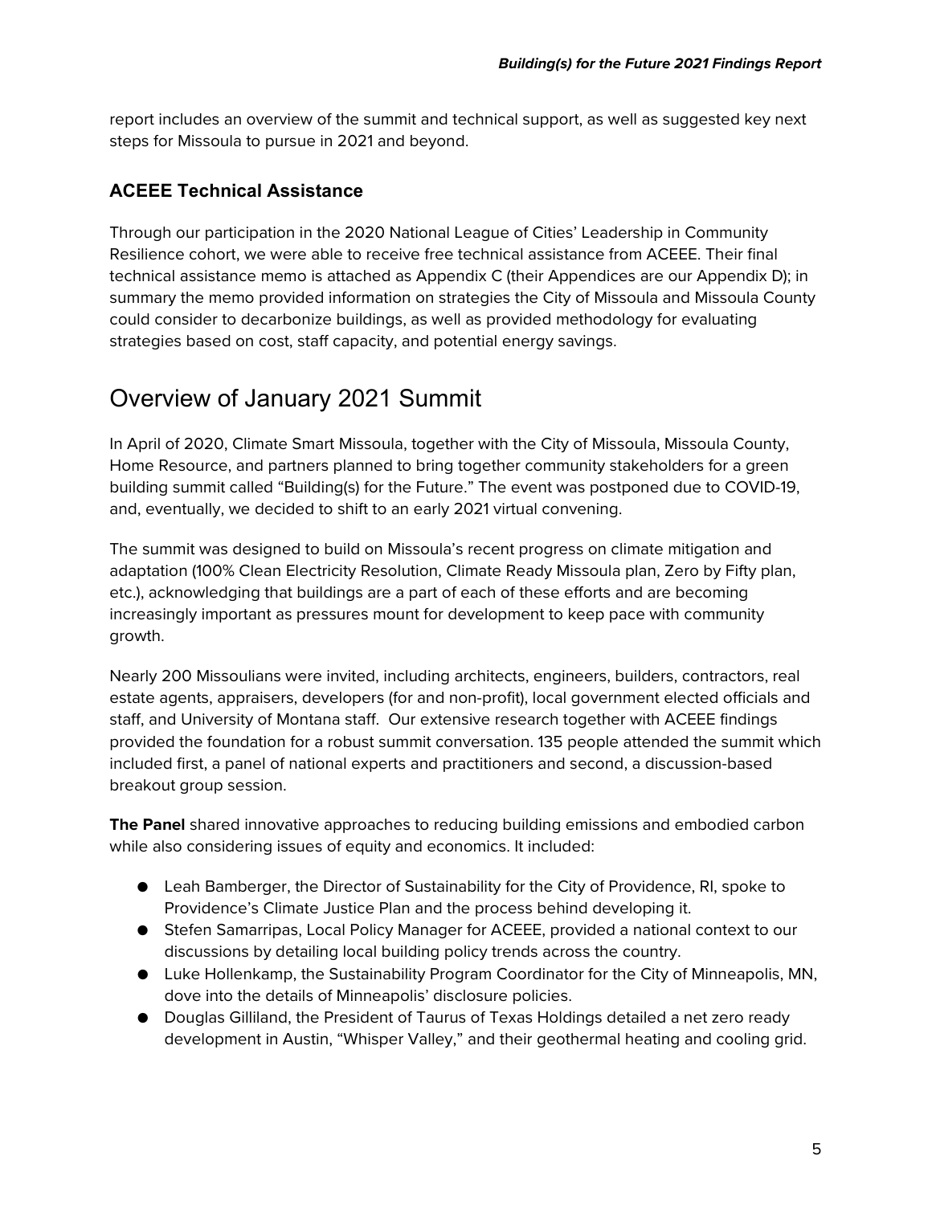report includes an overview of the summit and technical support, as well as suggested key next steps for Missoula to pursue in 2021 and beyond.

### ACEEE Technical Assistance

Through our participation in the 2020 National League of Cities' Leadership in Community Resilience cohort, we were able to receive free technical assistance from ACEEE. Their final technical assistance memo is attached as Appendix C (their Appendices are our Appendix D); in summary the memo provided information on strategies the City of Missoula and Missoula County could consider to decarbonize buildings, as well as provided methodology for evaluating strategies based on cost, staff capacity, and potential energy savings.

## Overview of January 2021 Summit

In April of 2020, Climate Smart Missoula, together with the City of Missoula, Missoula County, Home Resource, and partners planned to bring together community stakeholders for a green building summit called "Building(s) for the Future." The event was postponed due to COVID-19, and, eventually, we decided to shift to an early 2021 virtual convening.

The summit was designed to build on Missoula's recent progress on climate mitigation and adaptation (100% Clean Electricity Resolution, Climate Ready Missoula plan, Zero by Fifty plan, etc.), acknowledging that buildings are a part of each of these efforts and are becoming increasingly important as pressures mount for development to keep pace with community growth.

Nearly 200 Missoulians were invited, including architects, engineers, builders, contractors, real estate agents, appraisers, developers (for and non-profit), local government elected officials and staff, and University of Montana staff. Our extensive research together with ACEEE findings provided the foundation for a robust summit conversation. 135 people attended the summit which included first, a panel of national experts and practitioners and second, a discussion-based breakout group session.

**The Panel** shared innovative approaches to reducing building emissions and embodied carbon while also considering issues of equity and economics. It included:

- Leah Bamberger, the Director of Sustainability for the City of Providence, RI, spoke to Providence's Climate Justice Plan and the process behind developing it.
- Stefen Samarripas, Local Policy Manager for ACEEE, provided a national context to our discussions by detailing local building policy trends across the country.
- Luke Hollenkamp, the Sustainability Program Coordinator for the City of Minneapolis, MN, dove into the details of Minneapolis' disclosure policies.
- Douglas Gilliland, the President of Taurus of Texas Holdings detailed a net zero ready development in Austin, "Whisper Valley," and their geothermal heating and cooling grid.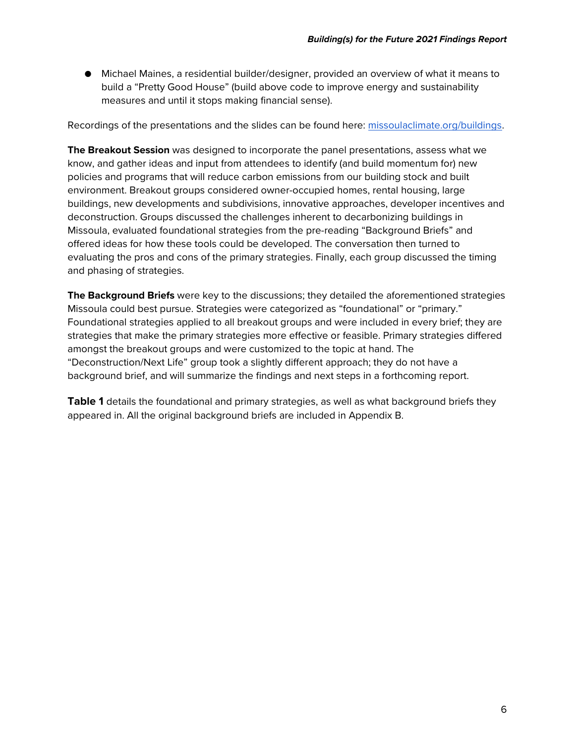- Michael Maines, a residential builder/designer, provided an overview of what it means to build a "Pretty Good House" (build above code to improve energy and sustainability measures and until it stops making financial sense).

Recordings of the presentations and the slides can be found here: [missoulaclimate.org/buildings](missoulaclimate.org/buildings).

**The Breakout Session** was designed to incorporate the panel presentations, assess what we know, and gather ideas and input from attendees to identify (and build momentum for) new policies and programs that will reduce carbon emissions from our building stock and built environment. Breakout groups considered owner-occupied homes, rental housing, large buildings, new developments and subdivisions, innovative approaches, developer incentives and deconstruction. Groups discussed the challenges inherent to decarbonizing buildings in Missoula, evaluated foundational strategies from the pre-reading "Background Briefs" and offered ideas for how these tools could be developed. The conversation then turned to evaluating the pros and cons of the primary strategies. Finally, each group discussed the timing and phasing of strategies.

**The Background Briefs** were key to the discussions; they detailed the aforementioned strategies Missoula could best pursue. Strategies were categorized as "foundational" or "primary." Foundational strategies applied to all breakout groups and were included in every brief; they are strategies that make the primary strategies more effective or feasible. Primary strategies differed amongst the breakout groups and were customized to the topic at hand. The "Deconstruction/Next Life" group took a slightly different approach; they do not have a background brief, and will summarize the findings and next steps in a forthcoming report.

**Table 1** details the foundational and primary strategies, as well as what background briefs they appeared in. All the original background briefs are included in Appendix B.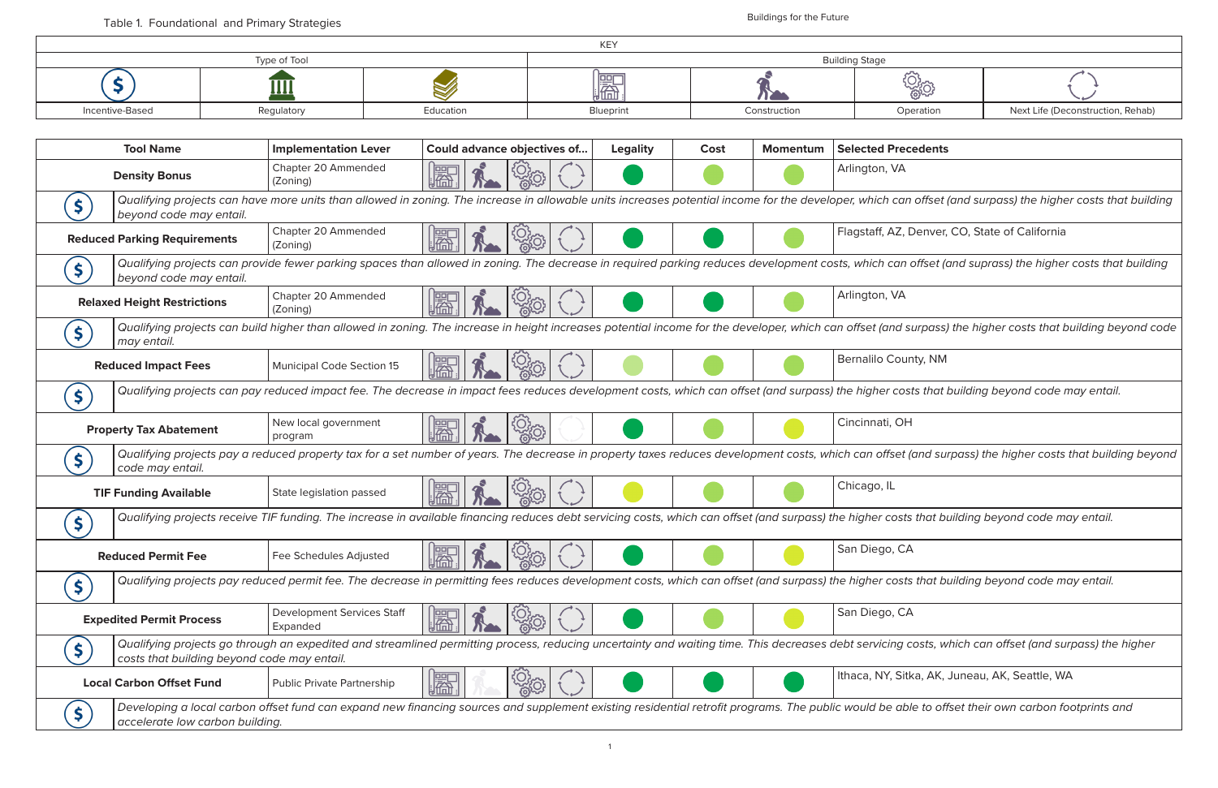Table 1. Foundational and Primary Strategies

| KEY | | | | | | |
|---|---|---|---|---|---|---|
| Type of Tool | | | Building Stage | | | |
| Incentive-Based | Regulatory | Education | Blueprint | Construction | Operation | Next Life (Deconstruction, Rehab) |

| Tool Name | Implementation Lever | Could advance objectives of... | Legality | Cost | Momentum | Selected Precedents |
|---|---|---|---|---|---|---|
| **Density Bonus** | Chapter 20 Ammended (Zoning) | Blueprint, Construction, Operation, Next Life | | | | Arlington, VA |
| $ | *Qualifying projects can have more units than allowed in zoning. The increase in allowable units increases potential income for the developer, which can offset (and surpass) the higher costs that building beyond code may entail.* | | | | | |
| **Reduced Parking Requirements** | Chapter 20 Ammended (Zoning) | Blueprint, Construction, Operation, Next Life | | | | Flagstaff, AZ, Denver, CO, State of California |
| $ | *Qualifying projects can provide fewer parking spaces than allowed in zoning. The decrease in required parking reduces development costs, which can offset (and suprass) the higher costs that building beyond code may entail.* | | | | | |
| **Relaxed Height Restrictions** | Chapter 20 Ammended (Zoning) | Blueprint, Construction, Operation, Next Life | | | | Arlington, VA |
| $ | *Qualifying projects can build higher than allowed in zoning. The increase in height increases potential income for the developer, which can offset (and surpass) the higher costs that building beyond code may entail.* | | | | | |
| **Reduced Impact Fees** | Municipal Code Section 15 | Blueprint, Construction, Operation, Next Life | | | | Bernalilo County, NM |
| $ | *Qualifying projects can pay reduced impact fee. The decrease in impact fees reduces development costs, which can offset (and surpass) the higher costs that building beyond code may entail.* | | | | | |
| **Property Tax Abatement** | New local government program | Blueprint, Construction, Operation | | | | Cincinnati, OH |
| $ | *Qualifying projects pay a reduced property tax for a set number of years. The decrease in property taxes reduces development costs, which can offset (and surpass) the higher costs that building beyond code may entail.* | | | | | |
| **TIF Funding Available** | State legislation passed | Blueprint, Construction, Operation, Next Life | | | | Chicago, IL |
| $ | *Qualifying projects receive TIF funding. The increase in available financing reduces debt servicing costs, which can offset (and surpass) the higher costs that building beyond code may entail.* | | | | | |
| **Reduced Permit Fee** | Fee Schedules Adjusted | Blueprint, Construction, Operation, Next Life | | | | San Diego, CA |
| $ | *Qualifying projects pay reduced permit fee. The decrease in permitting fees reduces development costs, which can offset (and surpass) the higher costs that building beyond code may entail.* | | | | | |
| **Expedited Permit Process** | Development Services Staff Expanded | Blueprint, Construction, Operation, Next Life | | | | San Diego, CA |
| $ | *Qualifying projects go through an expedited and streamlined permitting process, reducing uncertainty and waiting time. This decreases debt servicing costs, which can offset (and surpass) the higher costs that building beyond code may entail.* | | | | | |
| **Local Carbon Offset Fund** | Public Private Partnership | Blueprint, Operation, Next Life | | | | Ithaca, NY, Sitka, AK, Juneau, AK, Seattle, WA |
| $ | *Developing a local carbon offset fund can expand new financing sources and supplement existing residential retrofit programs. The public would be able to offset their own carbon footprints and accelerate low carbon building.* | | | | | |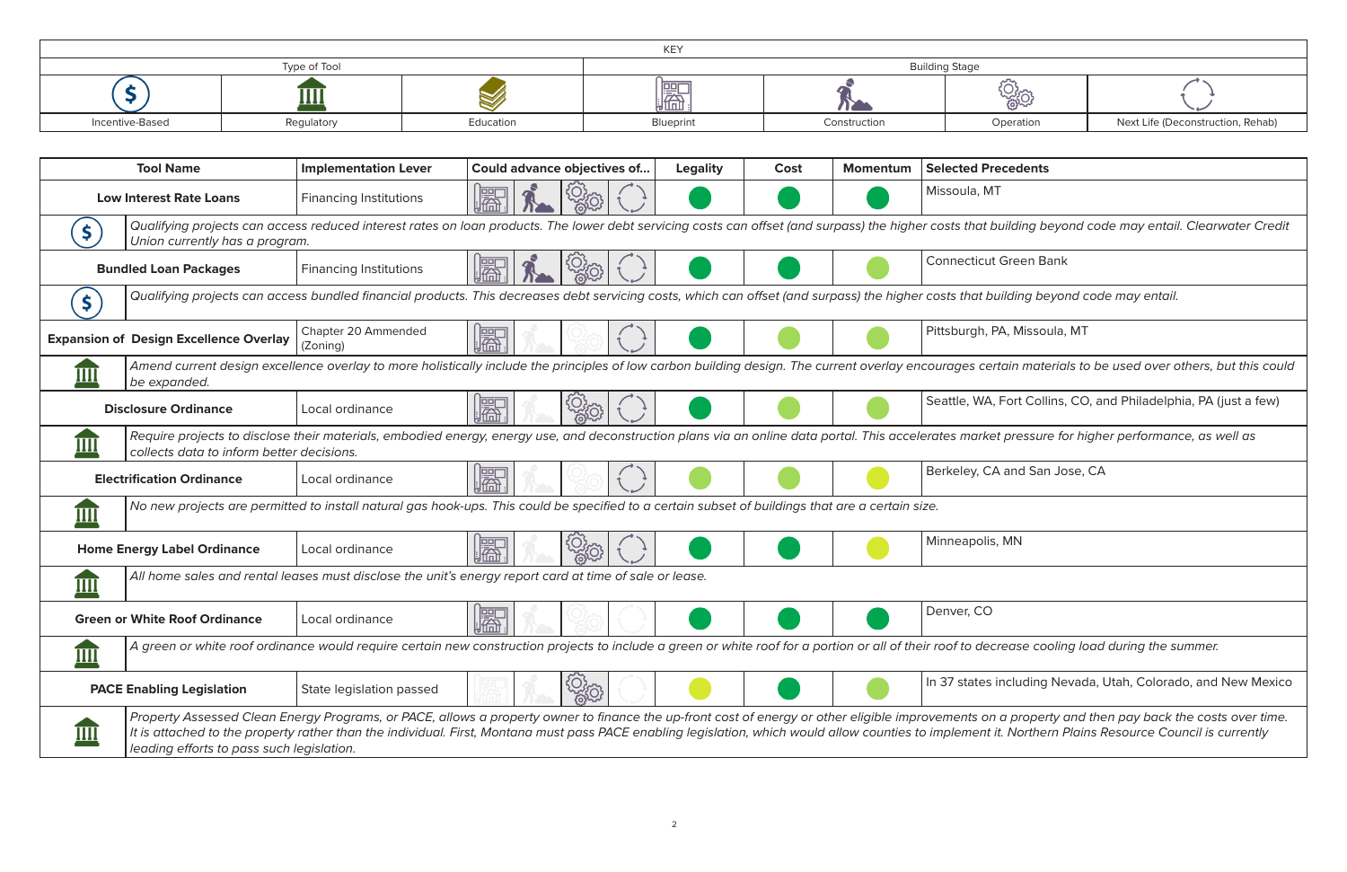| KEY | | | | | | |
|---|---|---|---|---|---|---|
| Type of Tool | | | Building Stage | | | |
| Incentive-Based | Regulatory | Education | Blueprint | Construction | Operation | Next Life (Deconstruction, Rehab) |

| Tool Name | Implementation Lever | Could advance objectives of... | Legality | Cost | Momentum | Selected Precedents |
|---|---|---|---|---|---|---|
| **Low Interest Rate Loans** | Financing Institutions | Blueprint, Construction, Operation, Next Life | | | | Missoula, MT |
| *(Incentive-Based)* *Qualifying projects can access reduced interest rates on loan products. The lower debt servicing costs can offset (and surpass) the higher costs that building beyond code may entail. Clearwater Credit Union currently has a program.* | | | | | | |
| **Bundled Loan Packages** | Financing Institutions | Blueprint, Construction, Operation, Next Life | | | | Connecticut Green Bank |
| *(Incentive-Based)* *Qualifying projects can access bundled financial products. This decreases debt servicing costs, which can offset (and surpass) the higher costs that building beyond code may entail.* | | | | | | |
| **Expansion of Design Excellence Overlay** | Chapter 20 Ammended (Zoning) | Blueprint, Next Life | | | | Pittsburgh, PA, Missoula, MT |
| *(Regulatory)* *Amend current design excellence overlay to more holistically include the principles of low carbon building design. The current overlay encourages certain materials to be used over others, but this could be expanded.* | | | | | | |
| **Disclosure Ordinance** | Local ordinance | Blueprint, Operation, Next Life | | | | Seattle, WA, Fort Collins, CO, and Philadelphia, PA (just a few) |
| *(Regulatory)* *Require projects to disclose their materials, embodied energy, energy use, and deconstruction plans via an online data portal. This accelerates market pressure for higher performance, as well as collects data to inform better decisions.* | | | | | | |
| **Electrification Ordinance** | Local ordinance | Blueprint, Next Life | | | | Berkeley, CA and San Jose, CA |
| *(Regulatory)* *No new projects are permitted to install natural gas hook-ups. This could be specified to a certain subset of buildings that are a certain size.* | | | | | | |
| **Home Energy Label Ordinance** | Local ordinance | Blueprint, Operation, Next Life | | | | Minneapolis, MN |
| *(Regulatory)* *All home sales and rental leases must disclose the unit's energy report card at time of sale or lease.* | | | | | | |
| **Green or White Roof Ordinance** | Local ordinance | Blueprint | | | | Denver, CO |
| *(Regulatory)* *A green or white roof ordinance would require certain new construction projects to include a green or white roof for a portion or all of their roof to decrease cooling load during the summer.* | | | | | | |
| **PACE Enabling Legislation** | State legislation passed | Construction, Operation | | | | In 37 states including Nevada, Utah, Colorado, and New Mexico |
| *(Regulatory)* *Property Assessed Clean Energy Programs, or PACE, allows a property owner to finance the up-front cost of energy or other eligible improvements on a property and then pay back the costs over time. It is attached to the property rather than the individual. First, Montana must pass PACE enabling legislation, which would allow counties to implement it. Northern Plains Resource Council is currently leading efforts to pass such legislation.* | | | | | | |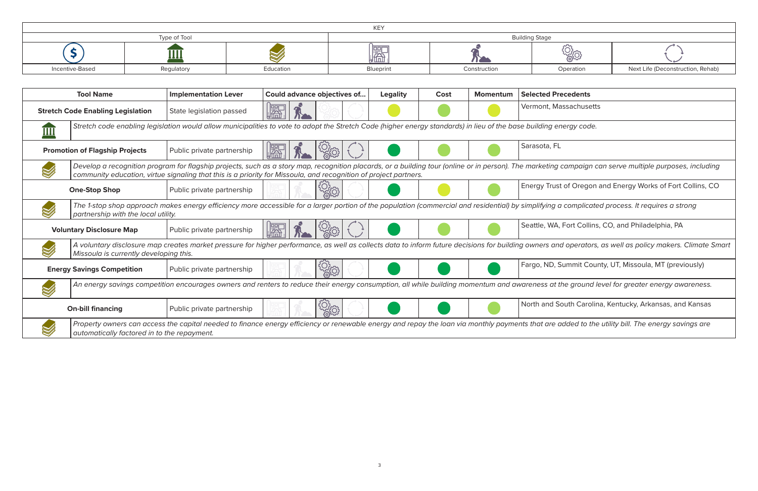| KEY | | | | | | |
|---|---|---|---|---|---|---|
| Type of Tool | | | Building Stage | | | |
| Incentive-Based | Regulatory | Education | Blueprint | Construction | Operation | Next Life (Deconstruction, Rehab) |

| Tool Name | Implementation Lever | Could advance objectives of... | Legality | Cost | Momentum | Selected Precedents |
|---|---|---|---|---|---|---|
| **Stretch Code Enabling Legislation** | State legislation passed | Blueprint, Construction | | | | Vermont, Massachusetts |
| Regulatory | *Stretch code enabling legislation would allow municipalities to vote to adopt the Stretch Code (higher energy standards) in lieu of the base building energy code.* | | | | | |
| **Promotion of Flagship Projects** | Public private partnership | Blueprint, Construction, Operation, Next Life | | | | Sarasota, FL |
| Education | *Develop a recognition program for flagship projects, such as a story map, recognition placards, or a building tour (online or in person). The marketing campaign can serve multiple purposes, including community education, virtue signaling that this is a priority for Missoula, and recognition of project partners.* | | | | | |
| **One-Stop Shop** | Public private partnership | Operation | | | | Energy Trust of Oregon and Energy Works of Fort Collins, CO |
| Education | *The 1-stop shop approach makes energy efficiency more accessible for a larger portion of the population (commercial and residential) by simplifying a complicated process. It requires a strong partnership with the local utility.* | | | | | |
| **Voluntary Disclosure Map** | Public private partnership | Blueprint, Construction, Operation, Next Life | | | | Seattle, WA, Fort Collins, CO, and Philadelphia, PA |
| Education | *A voluntary disclosure map creates market pressure for higher performance, as well as collects data to inform future decisions for building owners and operators, as well as policy makers. Climate Smart Missoula is currently developing this.* | | | | | |
| **Energy Savings Competition** | Public private partnership | Operation | | | | Fargo, ND, Summit County, UT, Missoula, MT (previously) |
| Education | *An energy savings competition encourages owners and renters to reduce their energy consumption, all while building momentum and awareness at the ground level for greater energy awareness.* | | | | | |
| **On-bill financing** | Public private partnership | Operation | | | | North and South Carolina, Kentucky, Arkansas, and Kansas |
| Education | *Property owners can access the capital needed to finance energy efficiency or renewable energy and repay the loan via monthly payments that are added to the utility bill. The energy savings are automatically factored in to the repayment.* | | | | | |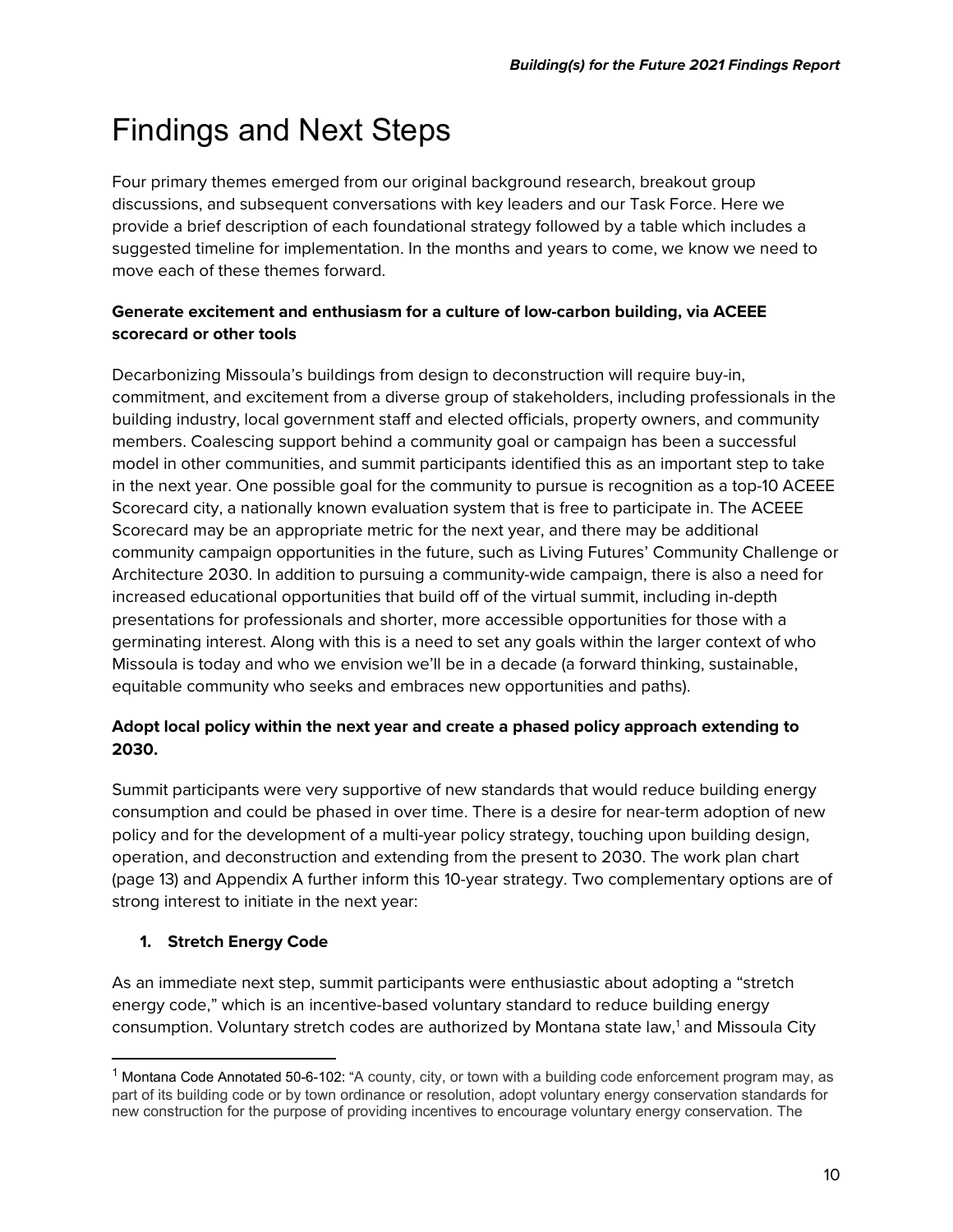# Findings and Next Steps

Four primary themes emerged from our original background research, breakout group discussions, and subsequent conversations with key leaders and our Task Force. Here we provide a brief description of each foundational strategy followed by a table which includes a suggested timeline for implementation. In the months and years to come, we know we need to move each of these themes forward.

**Generate excitement and enthusiasm for a culture of low-carbon building, via ACEEE scorecard or other tools**

Decarbonizing Missoula's buildings from design to deconstruction will require buy-in, commitment, and excitement from a diverse group of stakeholders, including professionals in the building industry, local government staff and elected officials, property owners, and community members. Coalescing support behind a community goal or campaign has been a successful model in other communities, and summit participants identified this as an important step to take in the next year. One possible goal for the community to pursue is recognition as a top-10 ACEEE Scorecard city, a nationally known evaluation system that is free to participate in. The ACEEE Scorecard may be an appropriate metric for the next year, and there may be additional community campaign opportunities in the future, such as Living Futures' Community Challenge or Architecture 2030. In addition to pursuing a community-wide campaign, there is also a need for increased educational opportunities that build off of the virtual summit, including in-depth presentations for professionals and shorter, more accessible opportunities for those with a germinating interest. Along with this is a need to set any goals within the larger context of who Missoula is today and who we envision we'll be in a decade (a forward thinking, sustainable, equitable community who seeks and embraces new opportunities and paths).

**Adopt local policy within the next year and create a phased policy approach extending to 2030.**

Summit participants were very supportive of new standards that would reduce building energy consumption and could be phased in over time. There is a desire for near-term adoption of new policy and for the development of a multi-year policy strategy, touching upon building design, operation, and deconstruction and extending from the present to 2030. The work plan chart (page 13) and Appendix A further inform this 10-year strategy. Two complementary options are of strong interest to initiate in the next year:

1. **Stretch Energy Code**

As an immediate next step, summit participants were enthusiastic about adopting a "stretch energy code," which is an incentive-based voluntary standard to reduce building energy consumption. Voluntary stretch codes are authorized by Montana state law,[1] and Missoula City

[1] Montana Code Annotated 50-6-102: "A county, city, or town with a building code enforcement program may, as part of its building code or by town ordinance or resolution, adopt voluntary energy conservation standards for new construction for the purpose of providing incentives to encourage voluntary energy conservation. The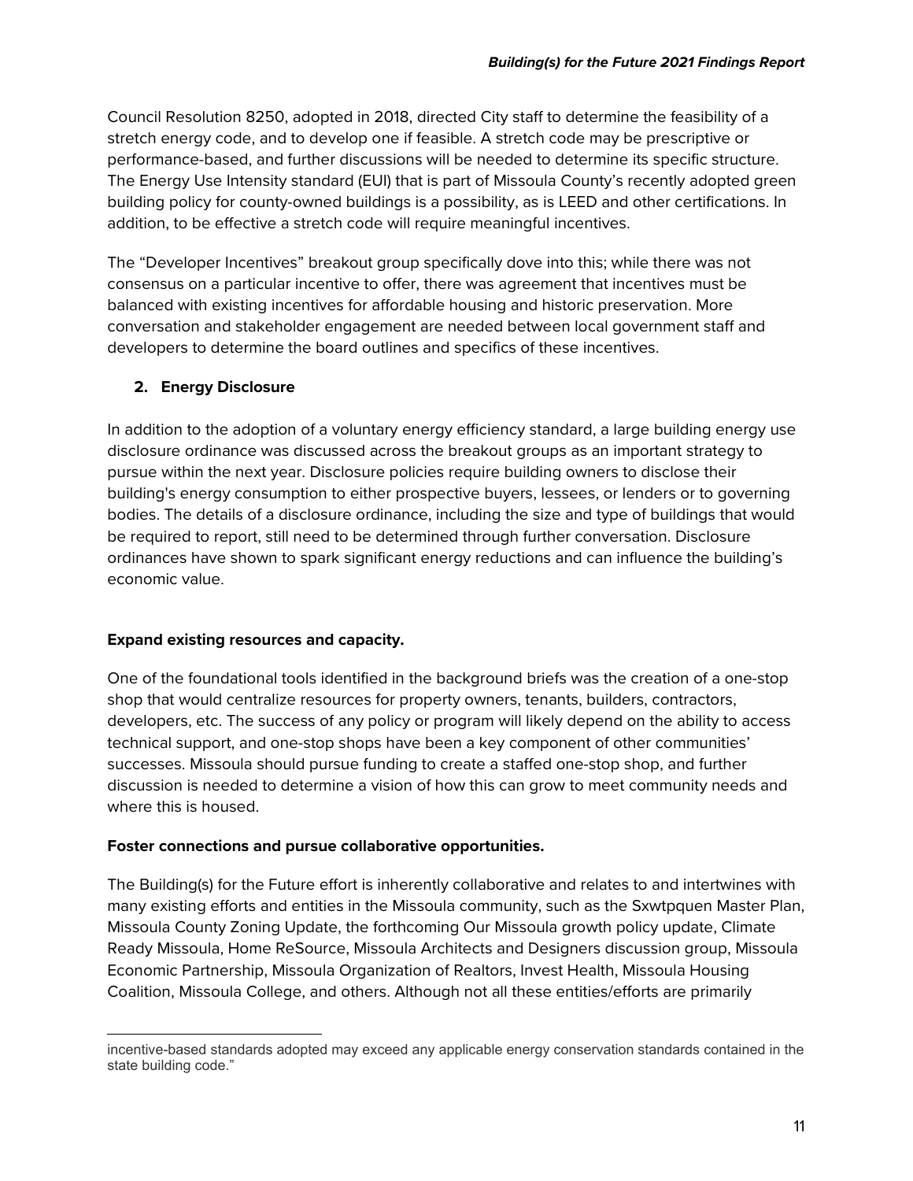Council Resolution 8250, adopted in 2018, directed City staff to determine the feasibility of a stretch energy code, and to develop one if feasible. A stretch code may be prescriptive or performance-based, and further discussions will be needed to determine its specific structure. The Energy Use Intensity standard (EUI) that is part of Missoula County's recently adopted green building policy for county-owned buildings is a possibility, as is LEED and other certifications. In addition, to be effective a stretch code will require meaningful incentives.

The "Developer Incentives" breakout group specifically dove into this; while there was not consensus on a particular incentive to offer, there was agreement that incentives must be balanced with existing incentives for affordable housing and historic preservation. More conversation and stakeholder engagement are needed between local government staff and developers to determine the board outlines and specifics of these incentives.

**2. Energy Disclosure**

In addition to the adoption of a voluntary energy efficiency standard, a large building energy use disclosure ordinance was discussed across the breakout groups as an important strategy to pursue within the next year. Disclosure policies require building owners to disclose their building's energy consumption to either prospective buyers, lessees, or lenders or to governing bodies. The details of a disclosure ordinance, including the size and type of buildings that would be required to report, still need to be determined through further conversation. Disclosure ordinances have shown to spark significant energy reductions and can influence the building's economic value.

**Expand existing resources and capacity.**

One of the foundational tools identified in the background briefs was the creation of a one-stop shop that would centralize resources for property owners, tenants, builders, contractors, developers, etc. The success of any policy or program will likely depend on the ability to access technical support, and one-stop shops have been a key component of other communities' successes. Missoula should pursue funding to create a staffed one-stop shop, and further discussion is needed to determine a vision of how this can grow to meet community needs and where this is housed.

**Foster connections and pursue collaborative opportunities.**

The Building(s) for the Future effort is inherently collaborative and relates to and intertwines with many existing efforts and entities in the Missoula community, such as the Sxwtpquen Master Plan, Missoula County Zoning Update, the forthcoming Our Missoula growth policy update, Climate Ready Missoula, Home ReSource, Missoula Architects and Designers discussion group, Missoula Economic Partnership, Missoula Organization of Realtors, Invest Health, Missoula Housing Coalition, Missoula College, and others. Although not all these entities/efforts are primarily

---

incentive-based standards adopted may exceed any applicable energy conservation standards contained in the state building code."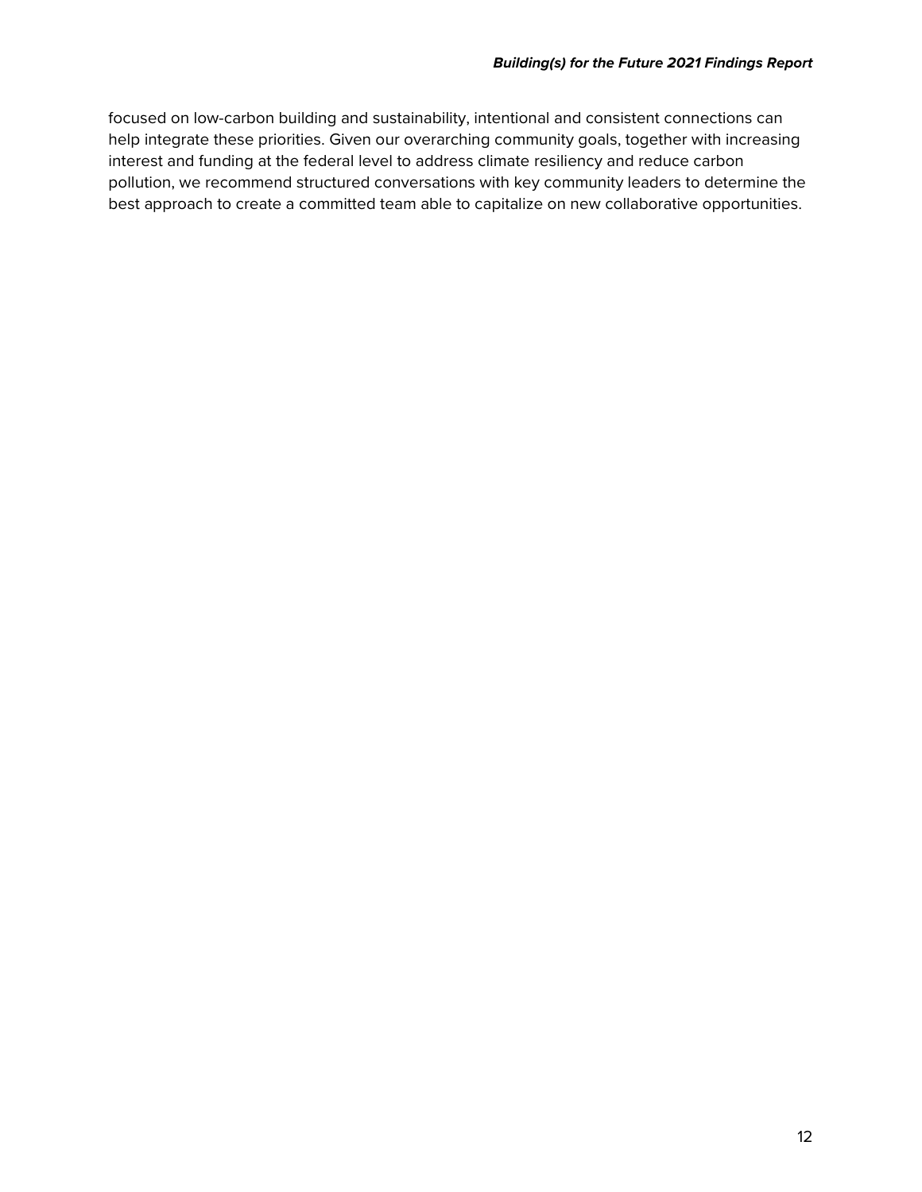focused on low-carbon building and sustainability, intentional and consistent connections can help integrate these priorities. Given our overarching community goals, together with increasing interest and funding at the federal level to address climate resiliency and reduce carbon pollution, we recommend structured conversations with key community leaders to determine the best approach to create a committed team able to capitalize on new collaborative opportunities.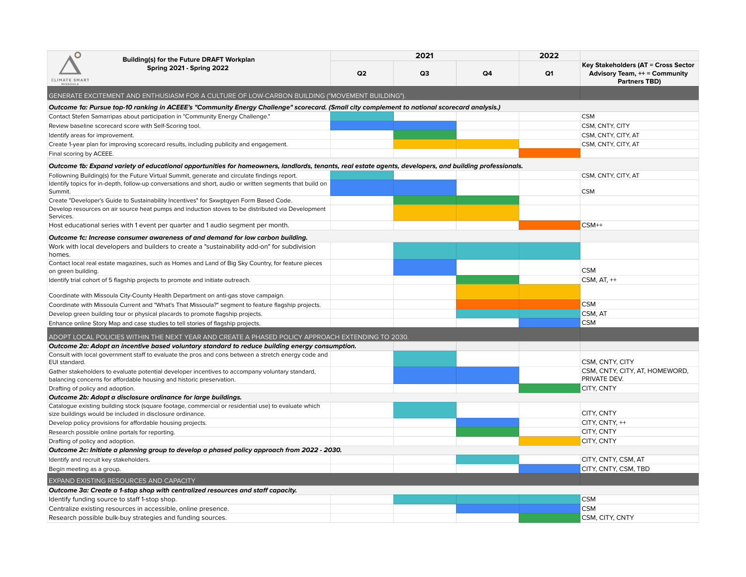| Building(s) for the Future DRAFT Workplan Spring 2021 - Spring 2022 | 2021 | | | 2022 | Key Stakeholders (AT = Cross Sector Advisory Team, ++ = Community Partners TBD) |
|---|---|---|---|---|---|
| | Q2 | Q3 | Q4 | Q1 | |
| **GENERATE EXCITEMENT AND ENTHUSIASM FOR A CULTURE OF LOW-CARBON BUILDING ("MOVEMENT BUILDING").** | | | | | |
| ***Outcome 1a: Pursue top-10 ranking in ACEEE's "Community Energy Challenge" scorecard. (Small city complement to national scorecard analysis.)*** | | | | | |
| Contact Stefen Samarripas about participation in "Community Energy Challenge." | ■ | | | | CSM |
| Review baseline scorecard score with Self-Scoring tool. | ■ | ■ | | | CSM, CNTY, CITY |
| Identify areas for improvement. | | ■ | | | CSM, CNTY, CITY, AT |
| Create 1-year plan for improving scorecard results, including publicity and engagement. | | ■ | ■ | | CSM, CNTY, CITY, AT |
| Final scoring by ACEEE. | | | | ■ | |
| ***Outcome 1b: Expand variety of educational opportunities for homeowners, landlords, tenants, real estate agents, developers, and building professionals.*** | | | | | |
| Follonwing Building(s) for the Future Virtual Summit, generate and circulate findings report. | ■ | | | | CSM, CNTY, CITY, AT |
| Identify topics for in-depth, follow-up conversations and short, audio or written segments that build on Summit. | ■ | ■ | | | CSM |
| Create "Developer's Guide to Sustainability Incentives" for Sxwptqyen Form Based Code. | | ■ | ■ | | |
| Develop resources on air source heat pumps and induction stoves to be distributed via Development Services. | | ■ | ■ | | |
| Host educational series with 1 event per quarter and 1 audio segment per month. | | | | ■ | CSM++ |
| ***Outcome 1c: Increase consumer awareness of and demand for low carbon building.*** | | | | | |
| Work with local developers and builders to create a "sustainability add-on" for subdivision homes. | | ■ | ■ | ■ | |
| Contact local real estate magazines, such as Homes and Land of Big Sky Country, for feature pieces on green building. | | ■ | | | CSM |
| Identify trial cohort of 5 flagship projects to promote and initiate outreach. | | | ■ | | CSM, AT, ++ |
| Coordinate with Missoula City-County Health Department on anti-gas stove campaign. | | | ■ | ■ | |
| Coordinate with Missoula Current and "What's That Missoula?" segment to feature flagship projects. | | | ■ | ■ | CSM |
| Develop green building tour or physical placards to promote flagship projects. | | | ■ | ■ | CSM, AT |
| Enhance online Story Map and case studies to tell stories of flagship projects. | | | | ■ | CSM |
| **ADOPT LOCAL POLICIES WITHIN THE NEXT YEAR AND CREATE A PHASED POLICY APPROACH EXTENDING TO 2030.** | | | | | |
| ***Outcome 2a: Adopt an incentive based voluntary standard to reduce building energy consumption.*** | | | | | |
| Consult with local government staff to evaluate the pros and cons between a stretch energy code and EUI standard. | | ■ | | | CSM, CNTY, CITY |
| Gather stakeholders to evaluate potential developer incentives to accompany voluntary standard, balancing concerns for affordable housing and historic preservation. | | ■ | ■ | | CSM, CNTY, CITY, AT, HOMEWORD, PRIVATE DEV. |
| Drafting of policy and adoption. | | | | ■ | CITY, CNTY |
| ***Outcome 2b: Adopt a disclosure ordinance for large buildings.*** | | | | | |
| Catalogue existing building stock (square footage, commercial or residential use) to evaluate which size buildings would be included in disclosure ordinance. | | ■ | | | CITY, CNTY |
| Develop policy provisions for affordable housing projects. | | | ■ | | CITY, CNTY, ++ |
| Research possible online portals for reporting. | | | ■ | | CITY, CNTY |
| Drafting of policy and adoption. | | | | ■ | CITY, CNTY |
| ***Outcome 2c: Initiate a planning group to develop a phased policy approach from 2022 - 2030.*** | | | | | |
| Identify and recruit key stakeholders. | | | ■ | | CITY, CNTY, CSM, AT |
| Begin meeting as a group. | | | | ■ | CITY, CNTY, CSM, TBD |
| **EXPAND EXISTING RESOURCES AND CAPACITY** | | | | | |
| ***Outcome 3a: Create a 1-stop shop with centralized resources and staff capacity.*** | | | | | |
| Identify funding source to staff 1-stop shop. | | ■ | ■ | ■ | CSM |
| Centralize existing resources in accessible, online presence. | | | ■ | ■ | CSM |
| Research possible bulk-buy strategies and funding sources. | | | | ■ | CSM, CITY, CNTY |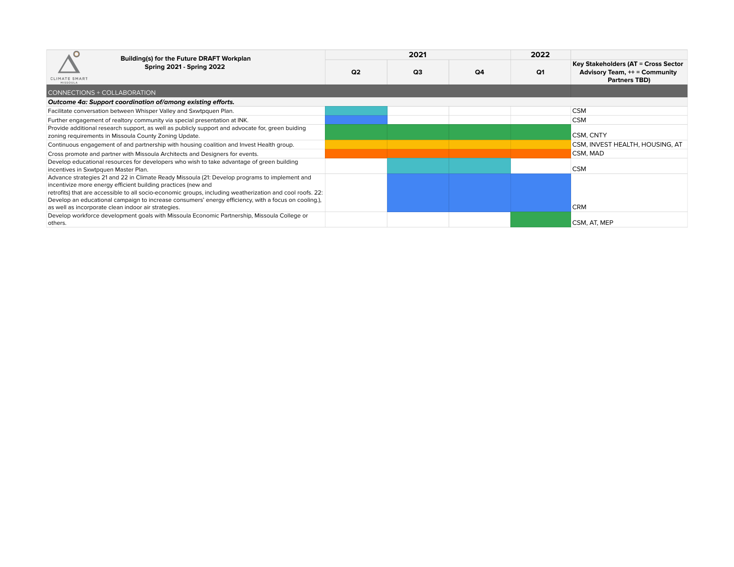| Building(s) for the Future DRAFT Workplan Spring 2021 - Spring 2022 | 2021 | | | 2022 | Key Stakeholders (AT = Cross Sector Advisory Team, ++ = Community Partners TBD) |
|---|---|---|---|---|---|
| | Q2 | Q3 | Q4 | Q1 | |
| CONNECTIONS + COLLABORATION | | | | | |
| ***Outcome 4a: Support coordination of/among existing efforts.*** | | | | | |
| Facilitate conversation between Whisper Valley and Sxwtpquen Plan. | | | | | CSM |
| Further engagement of realtory community via special presentation at INK. | | | | | CSM |
| Provide additional research support, as well as publicly support and advocate for, green buiding zoning requirements in Missoula County Zoning Update. | | | | | CSM, CNTY |
| Continuous engagement of and partnership with housing coalition and Invest Health group. | | | | | CSM, INVEST HEALTH, HOUSING, AT |
| Cross promote and partner with Missoula Architects and Designers for events. | | | | | CSM, MAD |
| Develop educational resources for developers who wish to take advantage of green building incentives in Sxwtpquen Master Plan. | | | | | CSM |
| Advance strategies 21 and 22 in Climate Ready Missoula (21: Develop programs to implement and incentivize more energy efficient building practices (new and retrofits) that are accessible to all socio-economic groups, including weatherization and cool roofs. 22: Develop an educational campaign to increase consumers' energy efficiency, with a focus on cooling.), as well as incorporate clean indoor air strategies. | | | | | CRM |
| Develop workforce development goals with Missoula Economic Partnership, Missoula College or others. | | | | | CSM, AT, MEP |